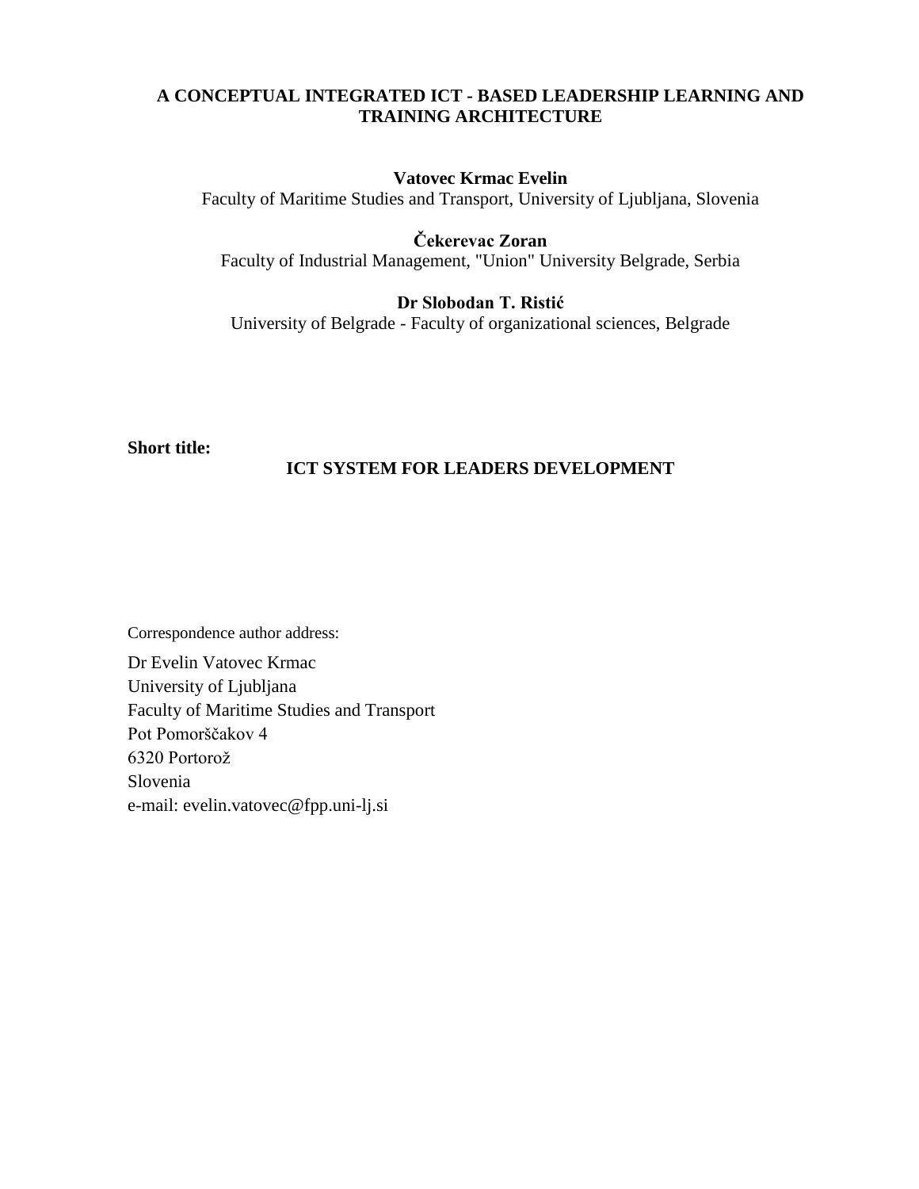# A CONCEPTUAL INTEGRATED ICT - BASED LEADERSHIP LEARNING AND TRAINING ARCHITECTURE

**Vatovec Krmac Evelin**
Faculty of Maritime Studies and Transport, University of Ljubljana, Slovenia

**Čekerevac Zoran**
Faculty of Industrial Management, "Union" University Belgrade, Serbia

**Dr Slobodan T. Ristić**
University of Belgrade - Faculty of organizational sciences, Belgrade

**Short title:**

**ICT SYSTEM FOR LEADERS DEVELOPMENT**

Correspondence author address:

Dr Evelin Vatovec Krmac
University of Ljubljana
Faculty of Maritime Studies and Transport
Pot Pomorščakov 4
6320 Portorož
Slovenia
e-mail: evelin.vatovec@fpp.uni-lj.si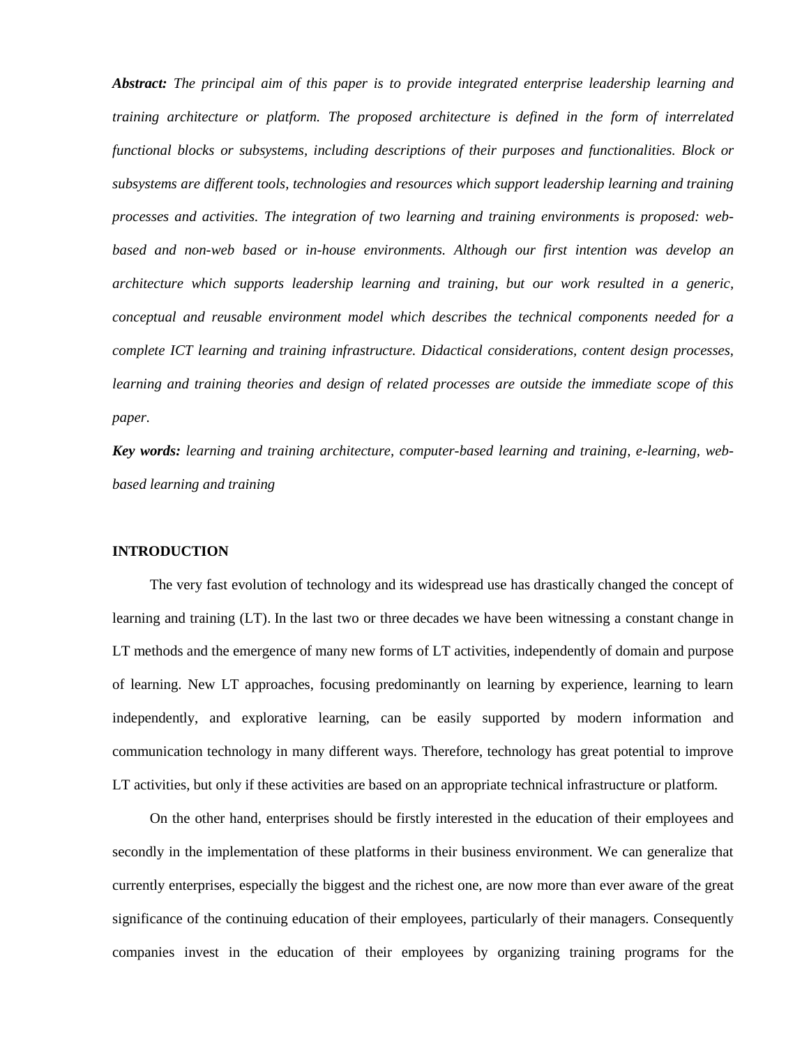***Abstract:*** *The principal aim of this paper is to provide integrated enterprise leadership learning and training architecture or platform. The proposed architecture is defined in the form of interrelated functional blocks or subsystems, including descriptions of their purposes and functionalities. Block or subsystems are different tools, technologies and resources which support leadership learning and training processes and activities. The integration of two learning and training environments is proposed: web-based and non-web based or in-house environments. Although our first intention was develop an architecture which supports leadership learning and training, but our work resulted in a generic, conceptual and reusable environment model which describes the technical components needed for a complete ICT learning and training infrastructure. Didactical considerations, content design processes, learning and training theories and design of related processes are outside the immediate scope of this paper.*

***Key words:*** *learning and training architecture, computer-based learning and training, e-learning, web-based learning and training*

## INTRODUCTION

The very fast evolution of technology and its widespread use has drastically changed the concept of learning and training (LT). In the last two or three decades we have been witnessing a constant change in LT methods and the emergence of many new forms of LT activities, independently of domain and purpose of learning. New LT approaches, focusing predominantly on learning by experience, learning to learn independently, and explorative learning, can be easily supported by modern information and communication technology in many different ways. Therefore, technology has great potential to improve LT activities, but only if these activities are based on an appropriate technical infrastructure or platform.

On the other hand, enterprises should be firstly interested in the education of their employees and secondly in the implementation of these platforms in their business environment. We can generalize that currently enterprises, especially the biggest and the richest one, are now more than ever aware of the great significance of the continuing education of their employees, particularly of their managers. Consequently companies invest in the education of their employees by organizing training programs for the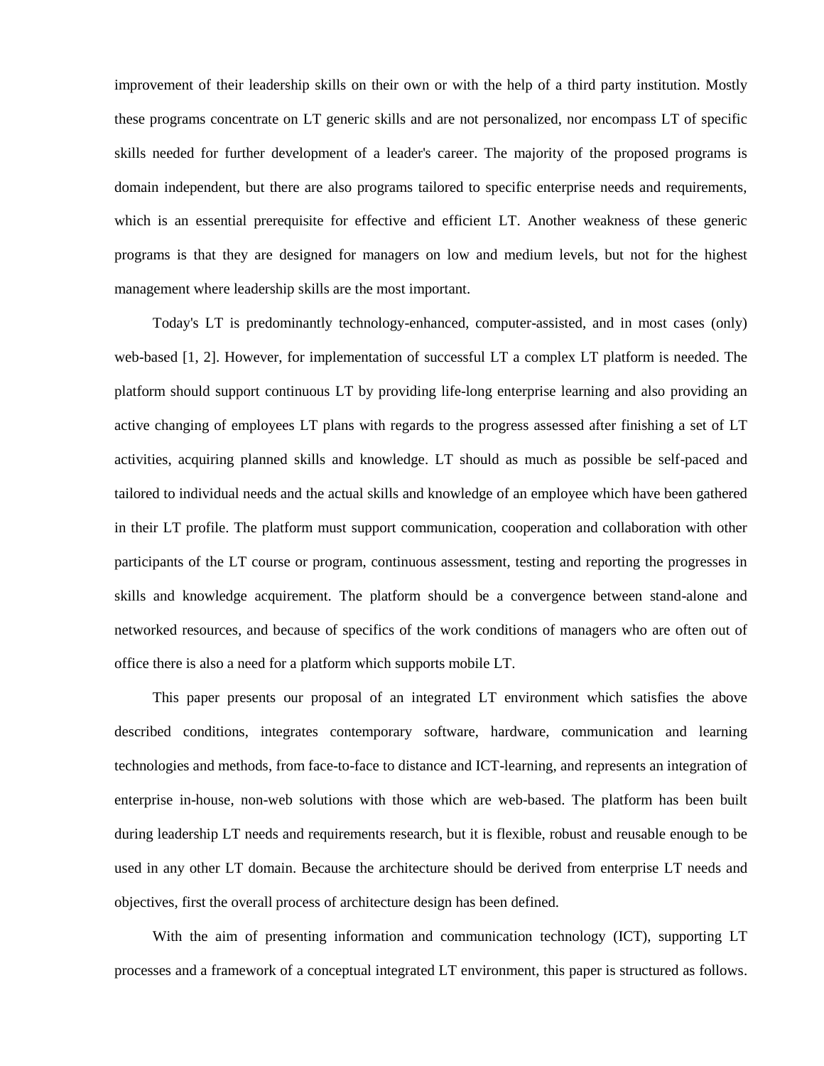improvement of their leadership skills on their own or with the help of a third party institution. Mostly these programs concentrate on LT generic skills and are not personalized, nor encompass LT of specific skills needed for further development of a leader's career. The majority of the proposed programs is domain independent, but there are also programs tailored to specific enterprise needs and requirements, which is an essential prerequisite for effective and efficient LT. Another weakness of these generic programs is that they are designed for managers on low and medium levels, but not for the highest management where leadership skills are the most important.

Today's LT is predominantly technology-enhanced, computer-assisted, and in most cases (only) web-based [1, 2]. However, for implementation of successful LT a complex LT platform is needed. The platform should support continuous LT by providing life-long enterprise learning and also providing an active changing of employees LT plans with regards to the progress assessed after finishing a set of LT activities, acquiring planned skills and knowledge. LT should as much as possible be self-paced and tailored to individual needs and the actual skills and knowledge of an employee which have been gathered in their LT profile. The platform must support communication, cooperation and collaboration with other participants of the LT course or program, continuous assessment, testing and reporting the progresses in skills and knowledge acquirement. The platform should be a convergence between stand-alone and networked resources, and because of specifics of the work conditions of managers who are often out of office there is also a need for a platform which supports mobile LT.

This paper presents our proposal of an integrated LT environment which satisfies the above described conditions, integrates contemporary software, hardware, communication and learning technologies and methods, from face-to-face to distance and ICT-learning, and represents an integration of enterprise in-house, non-web solutions with those which are web-based. The platform has been built during leadership LT needs and requirements research, but it is flexible, robust and reusable enough to be used in any other LT domain. Because the architecture should be derived from enterprise LT needs and objectives, first the overall process of architecture design has been defined.

With the aim of presenting information and communication technology (ICT), supporting LT processes and a framework of a conceptual integrated LT environment, this paper is structured as follows.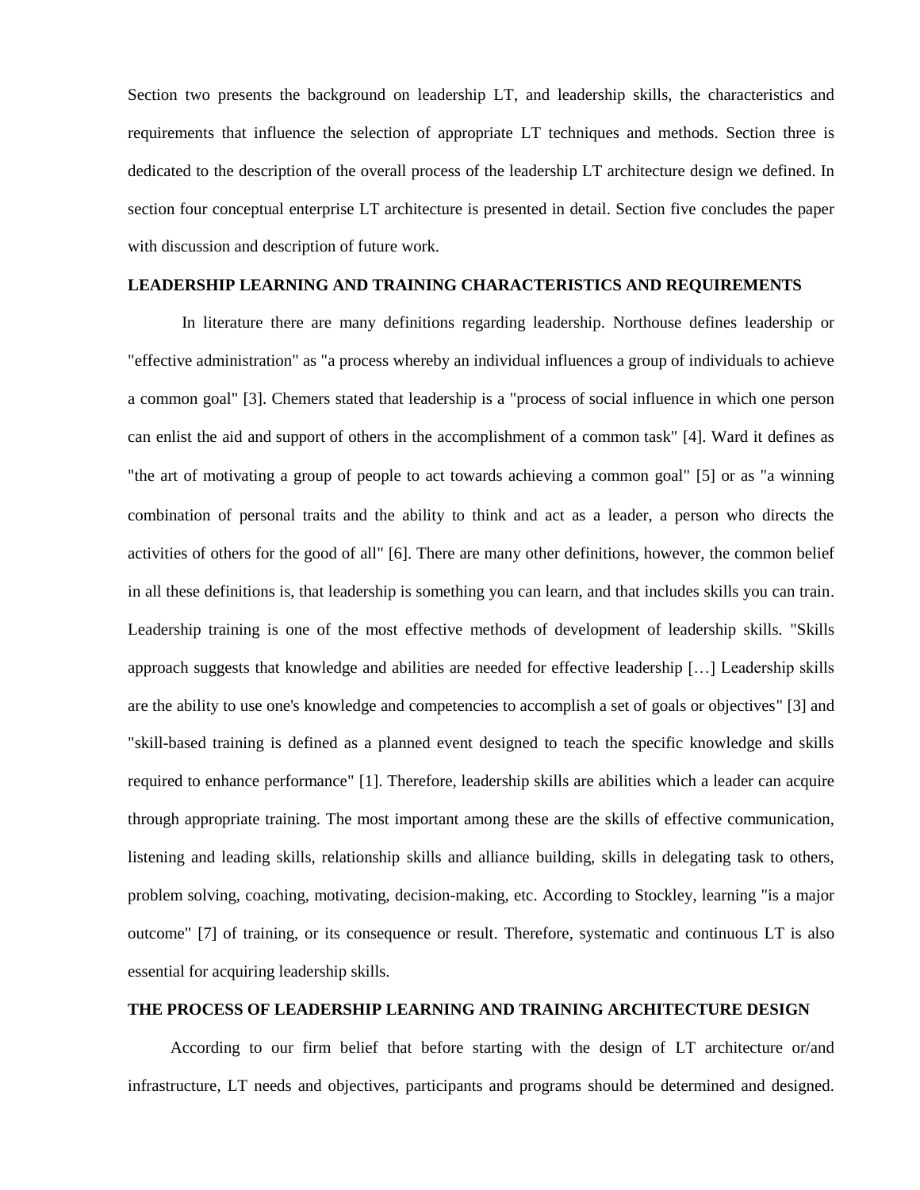Section two presents the background on leadership LT, and leadership skills, the characteristics and requirements that influence the selection of appropriate LT techniques and methods. Section three is dedicated to the description of the overall process of the leadership LT architecture design we defined. In section four conceptual enterprise LT architecture is presented in detail. Section five concludes the paper with discussion and description of future work.

## LEADERSHIP LEARNING AND TRAINING CHARACTERISTICS AND REQUIREMENTS

In literature there are many definitions regarding leadership. Northouse defines leadership or "effective administration" as "a process whereby an individual influences a group of individuals to achieve a common goal" [3]. Chemers stated that leadership is a "process of social influence in which one person can enlist the aid and support of others in the accomplishment of a common task" [4]. Ward it defines as "the art of motivating a group of people to act towards achieving a common goal" [5] or as "a winning combination of personal traits and the ability to think and act as a leader, a person who directs the activities of others for the good of all" [6]. There are many other definitions, however, the common belief in all these definitions is, that leadership is something you can learn, and that includes skills you can train. Leadership training is one of the most effective methods of development of leadership skills. "Skills approach suggests that knowledge and abilities are needed for effective leadership […] Leadership skills are the ability to use one's knowledge and competencies to accomplish a set of goals or objectives" [3] and "skill-based training is defined as a planned event designed to teach the specific knowledge and skills required to enhance performance" [1]. Therefore, leadership skills are abilities which a leader can acquire through appropriate training. The most important among these are the skills of effective communication, listening and leading skills, relationship skills and alliance building, skills in delegating task to others, problem solving, coaching, motivating, decision-making, etc. According to Stockley, learning "is a major outcome" [7] of training, or its consequence or result. Therefore, systematic and continuous LT is also essential for acquiring leadership skills.

## THE PROCESS OF LEADERSHIP LEARNING AND TRAINING ARCHITECTURE DESIGN

According to our firm belief that before starting with the design of LT architecture or/and infrastructure, LT needs and objectives, participants and programs should be determined and designed.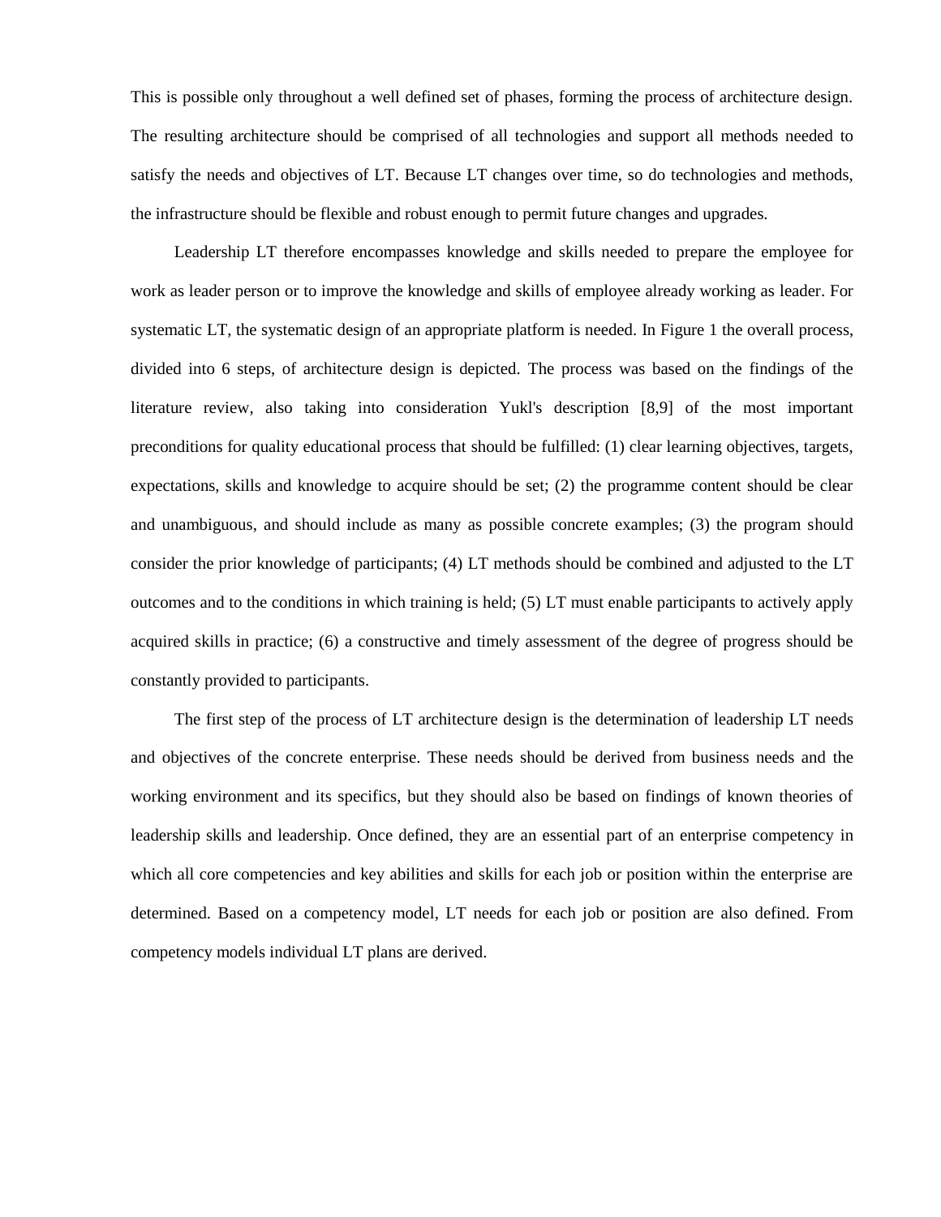This is possible only throughout a well defined set of phases, forming the process of architecture design. The resulting architecture should be comprised of all technologies and support all methods needed to satisfy the needs and objectives of LT. Because LT changes over time, so do technologies and methods, the infrastructure should be flexible and robust enough to permit future changes and upgrades.

Leadership LT therefore encompasses knowledge and skills needed to prepare the employee for work as leader person or to improve the knowledge and skills of employee already working as leader. For systematic LT, the systematic design of an appropriate platform is needed. In Figure 1 the overall process, divided into 6 steps, of architecture design is depicted. The process was based on the findings of the literature review, also taking into consideration Yukl's description [8,9] of the most important preconditions for quality educational process that should be fulfilled: (1) clear learning objectives, targets, expectations, skills and knowledge to acquire should be set; (2) the programme content should be clear and unambiguous, and should include as many as possible concrete examples; (3) the program should consider the prior knowledge of participants; (4) LT methods should be combined and adjusted to the LT outcomes and to the conditions in which training is held; (5) LT must enable participants to actively apply acquired skills in practice; (6) a constructive and timely assessment of the degree of progress should be constantly provided to participants.

The first step of the process of LT architecture design is the determination of leadership LT needs and objectives of the concrete enterprise. These needs should be derived from business needs and the working environment and its specifics, but they should also be based on findings of known theories of leadership skills and leadership. Once defined, they are an essential part of an enterprise competency in which all core competencies and key abilities and skills for each job or position within the enterprise are determined. Based on a competency model, LT needs for each job or position are also defined. From competency models individual LT plans are derived.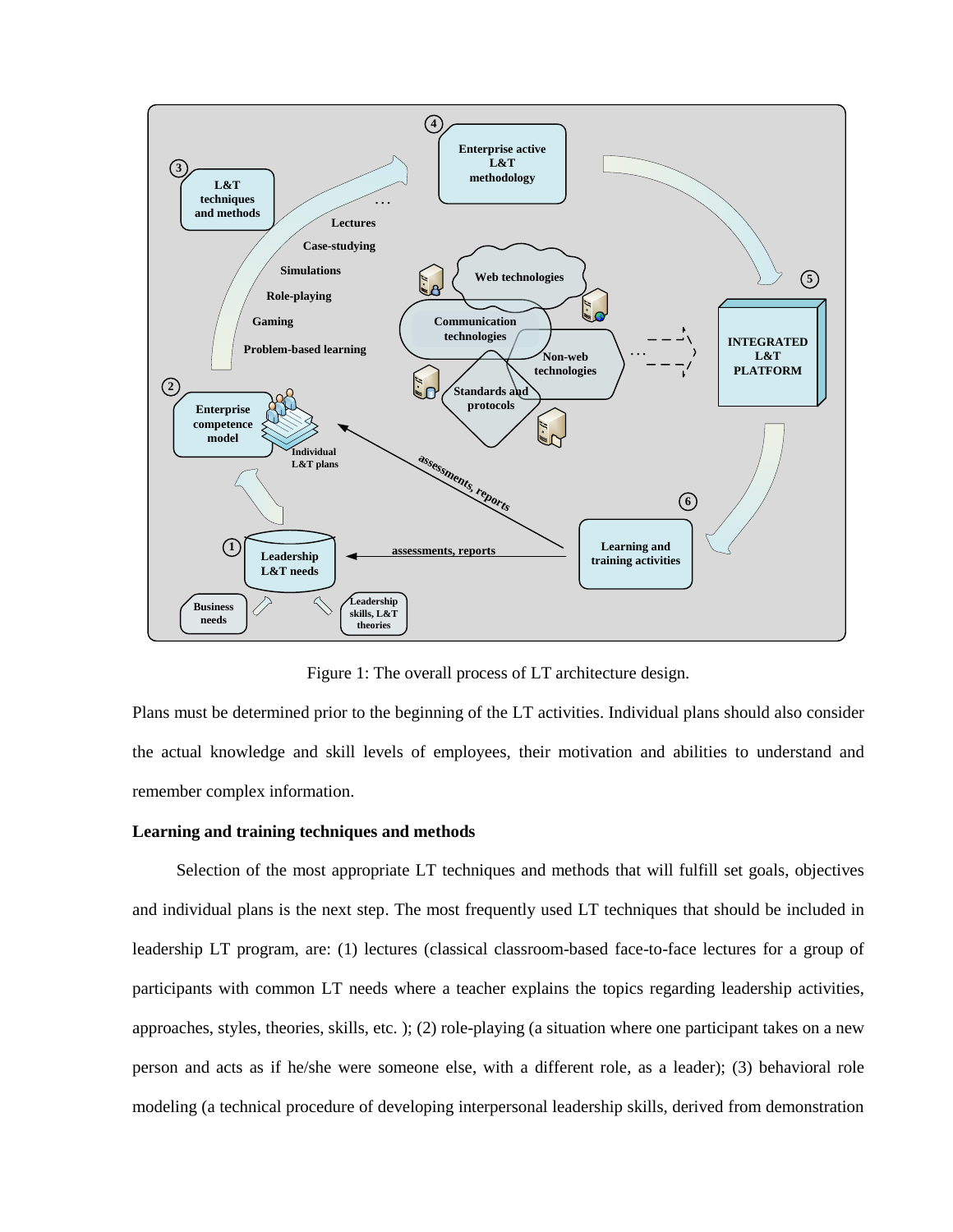Figure 1: The overall process of LT architecture design.

Plans must be determined prior to the beginning of the LT activities. Individual plans should also consider the actual knowledge and skill levels of employees, their motivation and abilities to understand and remember complex information.

**Learning and training techniques and methods**

Selection of the most appropriate LT techniques and methods that will fulfill set goals, objectives and individual plans is the next step. The most frequently used LT techniques that should be included in leadership LT program, are: (1) lectures (classical classroom-based face-to-face lectures for a group of participants with common LT needs where a teacher explains the topics regarding leadership activities, approaches, styles, theories, skills, etc. ); (2) role-playing (a situation where one participant takes on a new person and acts as if he/she were someone else, with a different role, as a leader); (3) behavioral role modeling (a technical procedure of developing interpersonal leadership skills, derived from demonstration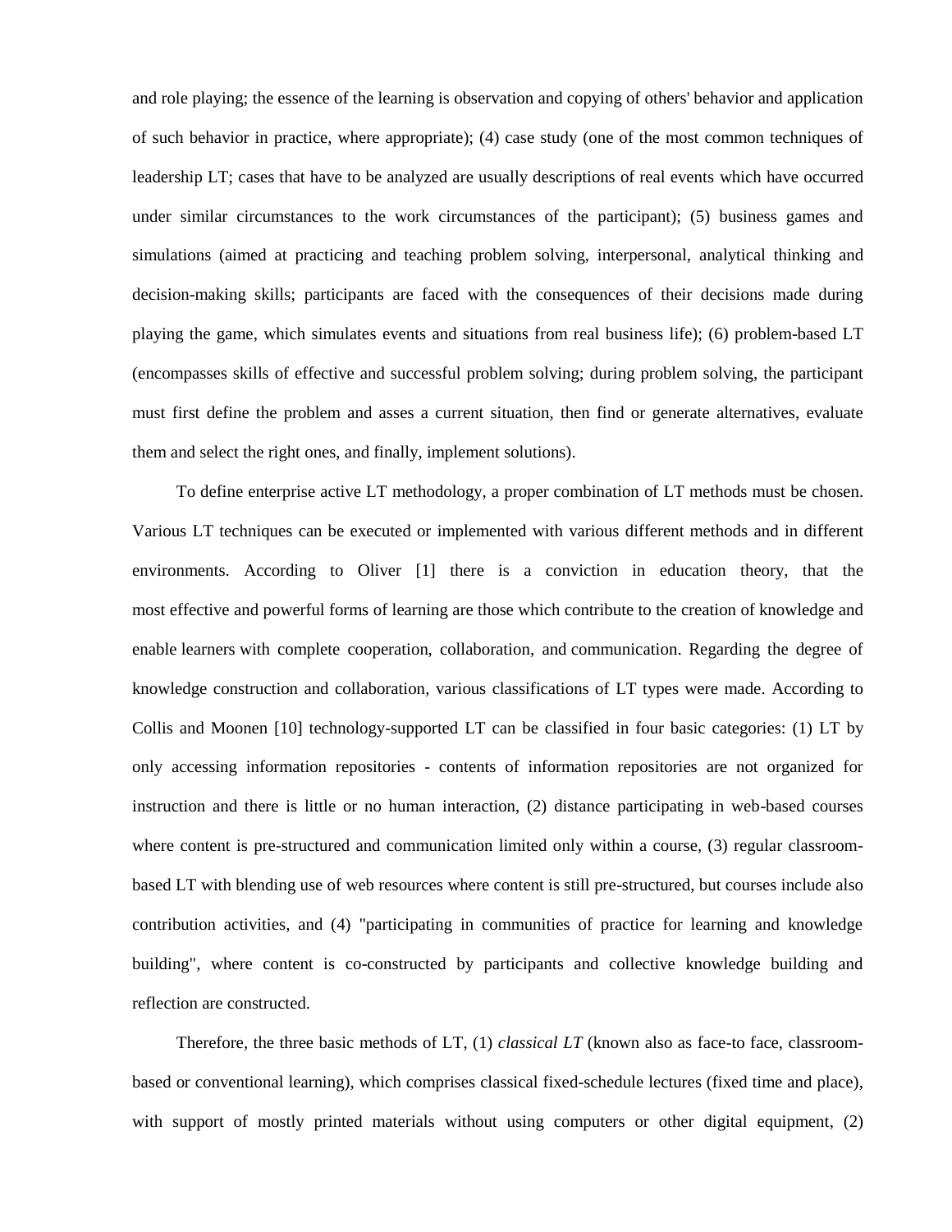and role playing; the essence of the learning is observation and copying of others' behavior and application of such behavior in practice, where appropriate); (4) case study (one of the most common techniques of leadership LT; cases that have to be analyzed are usually descriptions of real events which have occurred under similar circumstances to the work circumstances of the participant); (5) business games and simulations (aimed at practicing and teaching problem solving, interpersonal, analytical thinking and decision-making skills; participants are faced with the consequences of their decisions made during playing the game, which simulates events and situations from real business life); (6) problem-based LT (encompasses skills of effective and successful problem solving; during problem solving, the participant must first define the problem and asses a current situation, then find or generate alternatives, evaluate them and select the right ones, and finally, implement solutions).

To define enterprise active LT methodology, a proper combination of LT methods must be chosen. Various LT techniques can be executed or implemented with various different methods and in different environments. According to Oliver [1] there is a conviction in education theory, that the most effective and powerful forms of learning are those which contribute to the creation of knowledge and enable learners with complete cooperation, collaboration, and communication. Regarding the degree of knowledge construction and collaboration, various classifications of LT types were made. According to Collis and Moonen [10] technology-supported LT can be classified in four basic categories: (1) LT by only accessing information repositories - contents of information repositories are not organized for instruction and there is little or no human interaction, (2) distance participating in web-based courses where content is pre-structured and communication limited only within a course, (3) regular classroom-based LT with blending use of web resources where content is still pre-structured, but courses include also contribution activities, and (4) "participating in communities of practice for learning and knowledge building", where content is co-constructed by participants and collective knowledge building and reflection are constructed.

Therefore, the three basic methods of LT, (1) *classical LT* (known also as face-to face, classroom-based or conventional learning), which comprises classical fixed-schedule lectures (fixed time and place), with support of mostly printed materials without using computers or other digital equipment, (2)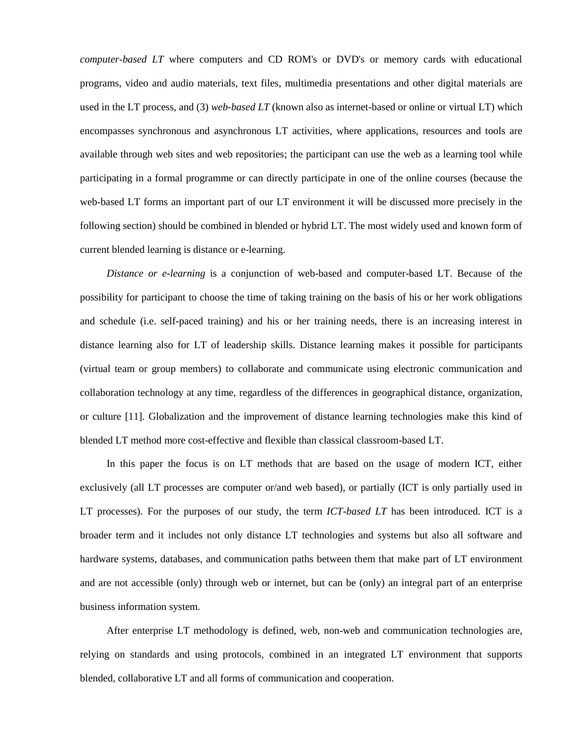*computer-based LT* where computers and CD ROM's or DVD's or memory cards with educational programs, video and audio materials, text files, multimedia presentations and other digital materials are used in the LT process, and (3) *web-based LT* (known also as internet-based or online or virtual LT) which encompasses synchronous and asynchronous LT activities, where applications, resources and tools are available through web sites and web repositories; the participant can use the web as a learning tool while participating in a formal programme or can directly participate in one of the online courses (because the web-based LT forms an important part of our LT environment it will be discussed more precisely in the following section) should be combined in blended or hybrid LT. The most widely used and known form of current blended learning is distance or e-learning.

*Distance or e-learning* is a conjunction of web-based and computer-based LT. Because of the possibility for participant to choose the time of taking training on the basis of his or her work obligations and schedule (i.e. self-paced training) and his or her training needs, there is an increasing interest in distance learning also for LT of leadership skills. Distance learning makes it possible for participants (virtual team or group members) to collaborate and communicate using electronic communication and collaboration technology at any time, regardless of the differences in geographical distance, organization, or culture [11]. Globalization and the improvement of distance learning technologies make this kind of blended LT method more cost-effective and flexible than classical classroom-based LT.

In this paper the focus is on LT methods that are based on the usage of modern ICT, either exclusively (all LT processes are computer or/and web based), or partially (ICT is only partially used in LT processes). For the purposes of our study, the term *ICT-based LT* has been introduced. ICT is a broader term and it includes not only distance LT technologies and systems but also all software and hardware systems, databases, and communication paths between them that make part of LT environment and are not accessible (only) through web or internet, but can be (only) an integral part of an enterprise business information system.

After enterprise LT methodology is defined, web, non-web and communication technologies are, relying on standards and using protocols, combined in an integrated LT environment that supports blended, collaborative LT and all forms of communication and cooperation.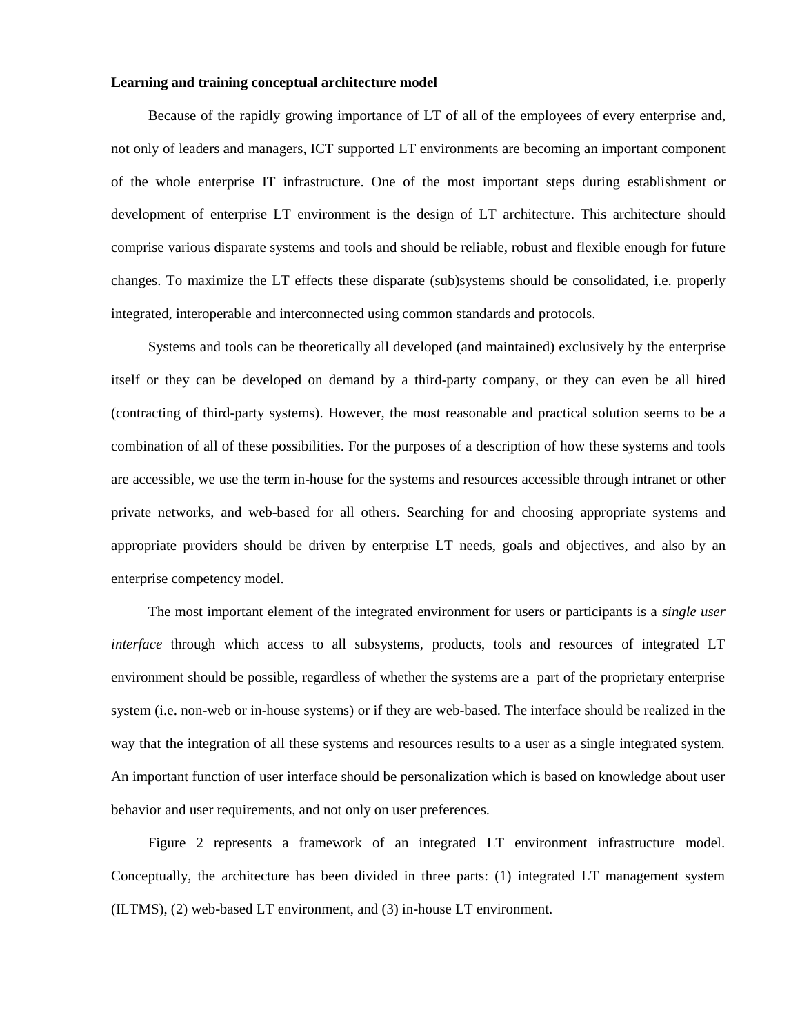**Learning and training conceptual architecture model**

Because of the rapidly growing importance of LT of all of the employees of every enterprise and, not only of leaders and managers, ICT supported LT environments are becoming an important component of the whole enterprise IT infrastructure. One of the most important steps during establishment or development of enterprise LT environment is the design of LT architecture. This architecture should comprise various disparate systems and tools and should be reliable, robust and flexible enough for future changes. To maximize the LT effects these disparate (sub)systems should be consolidated, i.e. properly integrated, interoperable and interconnected using common standards and protocols.

Systems and tools can be theoretically all developed (and maintained) exclusively by the enterprise itself or they can be developed on demand by a third-party company, or they can even be all hired (contracting of third-party systems). However, the most reasonable and practical solution seems to be a combination of all of these possibilities. For the purposes of a description of how these systems and tools are accessible, we use the term in-house for the systems and resources accessible through intranet or other private networks, and web-based for all others. Searching for and choosing appropriate systems and appropriate providers should be driven by enterprise LT needs, goals and objectives, and also by an enterprise competency model.

The most important element of the integrated environment for users or participants is a *single user interface* through which access to all subsystems, products, tools and resources of integrated LT environment should be possible, regardless of whether the systems are a part of the proprietary enterprise system (i.e. non-web or in-house systems) or if they are web-based. The interface should be realized in the way that the integration of all these systems and resources results to a user as a single integrated system. An important function of user interface should be personalization which is based on knowledge about user behavior and user requirements, and not only on user preferences.

Figure 2 represents a framework of an integrated LT environment infrastructure model. Conceptually, the architecture has been divided in three parts: (1) integrated LT management system (ILTMS), (2) web-based LT environment, and (3) in-house LT environment.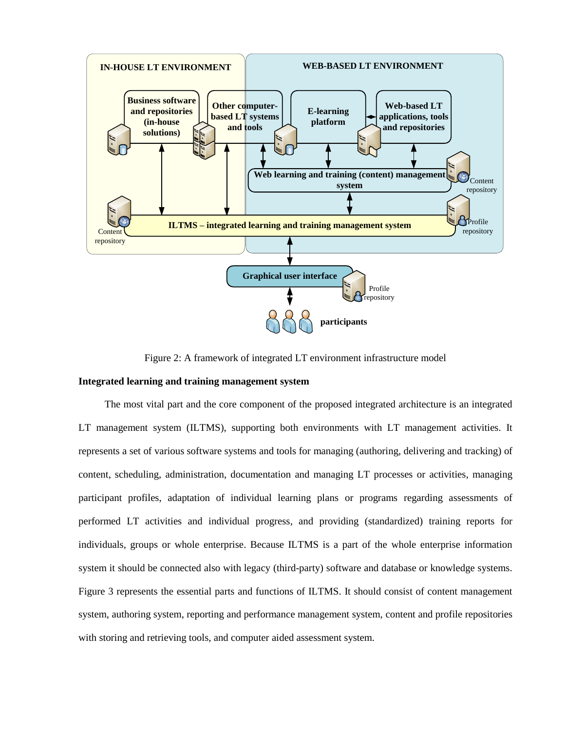Figure 2: A framework of integrated LT environment infrastructure model

**Integrated learning and training management system**

The most vital part and the core component of the proposed integrated architecture is an integrated LT management system (ILTMS), supporting both environments with LT management activities. It represents a set of various software systems and tools for managing (authoring, delivering and tracking) of content, scheduling, administration, documentation and managing LT processes or activities, managing participant profiles, adaptation of individual learning plans or programs regarding assessments of performed LT activities and individual progress, and providing (standardized) training reports for individuals, groups or whole enterprise. Because ILTMS is a part of the whole enterprise information system it should be connected also with legacy (third-party) software and database or knowledge systems. Figure 3 represents the essential parts and functions of ILTMS. It should consist of content management system, authoring system, reporting and performance management system, content and profile repositories with storing and retrieving tools, and computer aided assessment system.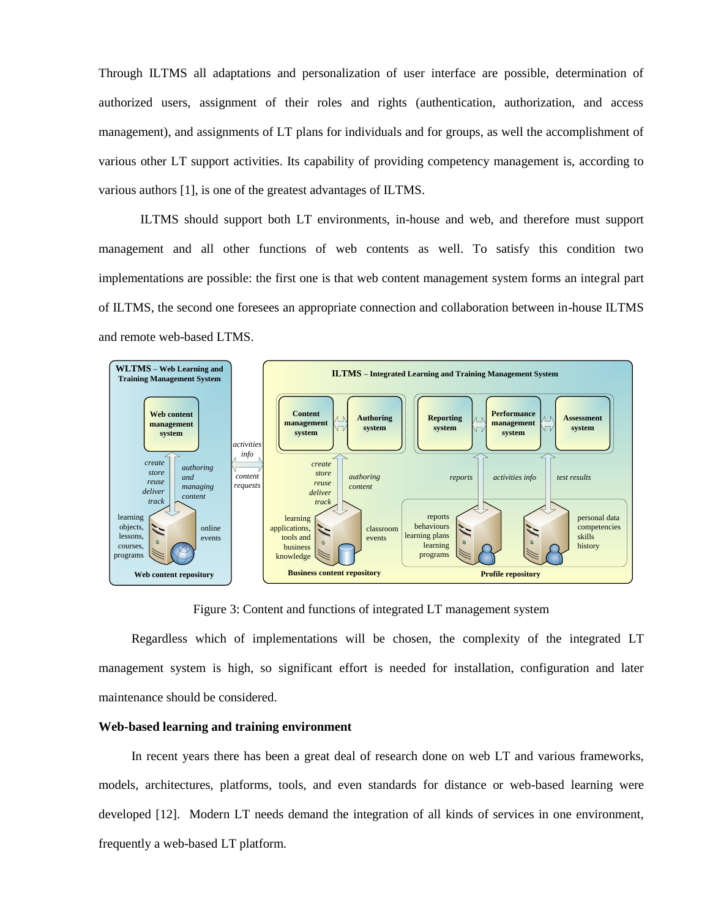Through ILTMS all adaptations and personalization of user interface are possible, determination of authorized users, assignment of their roles and rights (authentication, authorization, and access management), and assignments of LT plans for individuals and for groups, as well the accomplishment of various other LT support activities. Its capability of providing competency management is, according to various authors [1], is one of the greatest advantages of ILTMS.

ILTMS should support both LT environments, in-house and web, and therefore must support management and all other functions of web contents as well. To satisfy this condition two implementations are possible: the first one is that web content management system forms an integral part of ILTMS, the second one foresees an appropriate connection and collaboration between in-house ILTMS and remote web-based LTMS.

Figure 3: Content and functions of integrated LT management system

Regardless which of implementations will be chosen, the complexity of the integrated LT management system is high, so significant effort is needed for installation, configuration and later maintenance should be considered.

**Web-based learning and training environment**

In recent years there has been a great deal of research done on web LT and various frameworks, models, architectures, platforms, tools, and even standards for distance or web-based learning were developed [12]. Modern LT needs demand the integration of all kinds of services in one environment, frequently a web-based LT platform.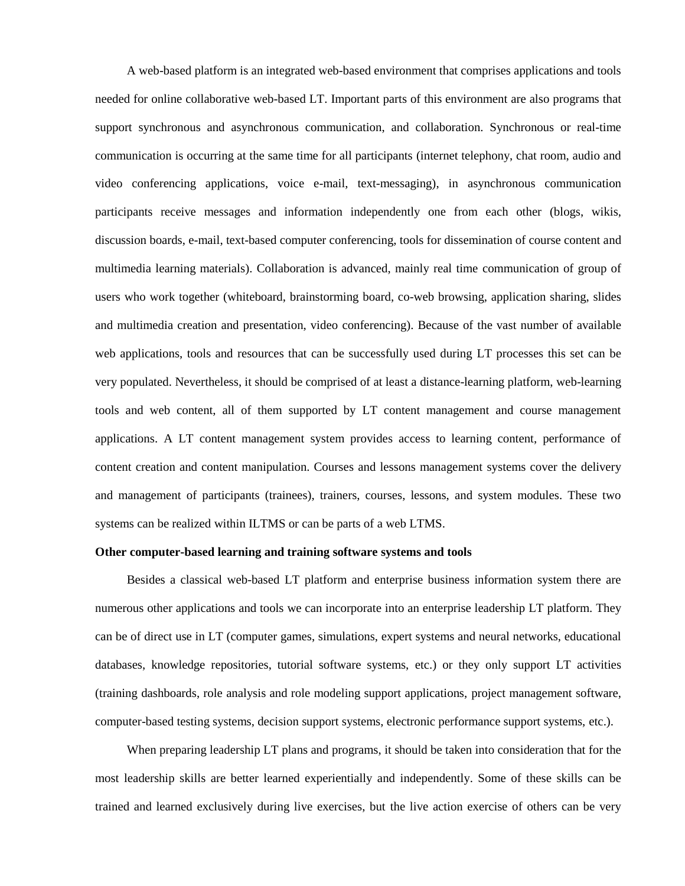A web-based platform is an integrated web-based environment that comprises applications and tools needed for online collaborative web-based LT. Important parts of this environment are also programs that support synchronous and asynchronous communication, and collaboration. Synchronous or real-time communication is occurring at the same time for all participants (internet telephony, chat room, audio and video conferencing applications, voice e-mail, text-messaging), in asynchronous communication participants receive messages and information independently one from each other (blogs, wikis, discussion boards, e-mail, text-based computer conferencing, tools for dissemination of course content and multimedia learning materials). Collaboration is advanced, mainly real time communication of group of users who work together (whiteboard, brainstorming board, co-web browsing, application sharing, slides and multimedia creation and presentation, video conferencing). Because of the vast number of available web applications, tools and resources that can be successfully used during LT processes this set can be very populated. Nevertheless, it should be comprised of at least a distance-learning platform, web-learning tools and web content, all of them supported by LT content management and course management applications. A LT content management system provides access to learning content, performance of content creation and content manipulation. Courses and lessons management systems cover the delivery and management of participants (trainees), trainers, courses, lessons, and system modules. These two systems can be realized within ILTMS or can be parts of a web LTMS.

**Other computer-based learning and training software systems and tools**

Besides a classical web-based LT platform and enterprise business information system there are numerous other applications and tools we can incorporate into an enterprise leadership LT platform. They can be of direct use in LT (computer games, simulations, expert systems and neural networks, educational databases, knowledge repositories, tutorial software systems, etc.) or they only support LT activities (training dashboards, role analysis and role modeling support applications, project management software, computer-based testing systems, decision support systems, electronic performance support systems, etc.).

When preparing leadership LT plans and programs, it should be taken into consideration that for the most leadership skills are better learned experientially and independently. Some of these skills can be trained and learned exclusively during live exercises, but the live action exercise of others can be very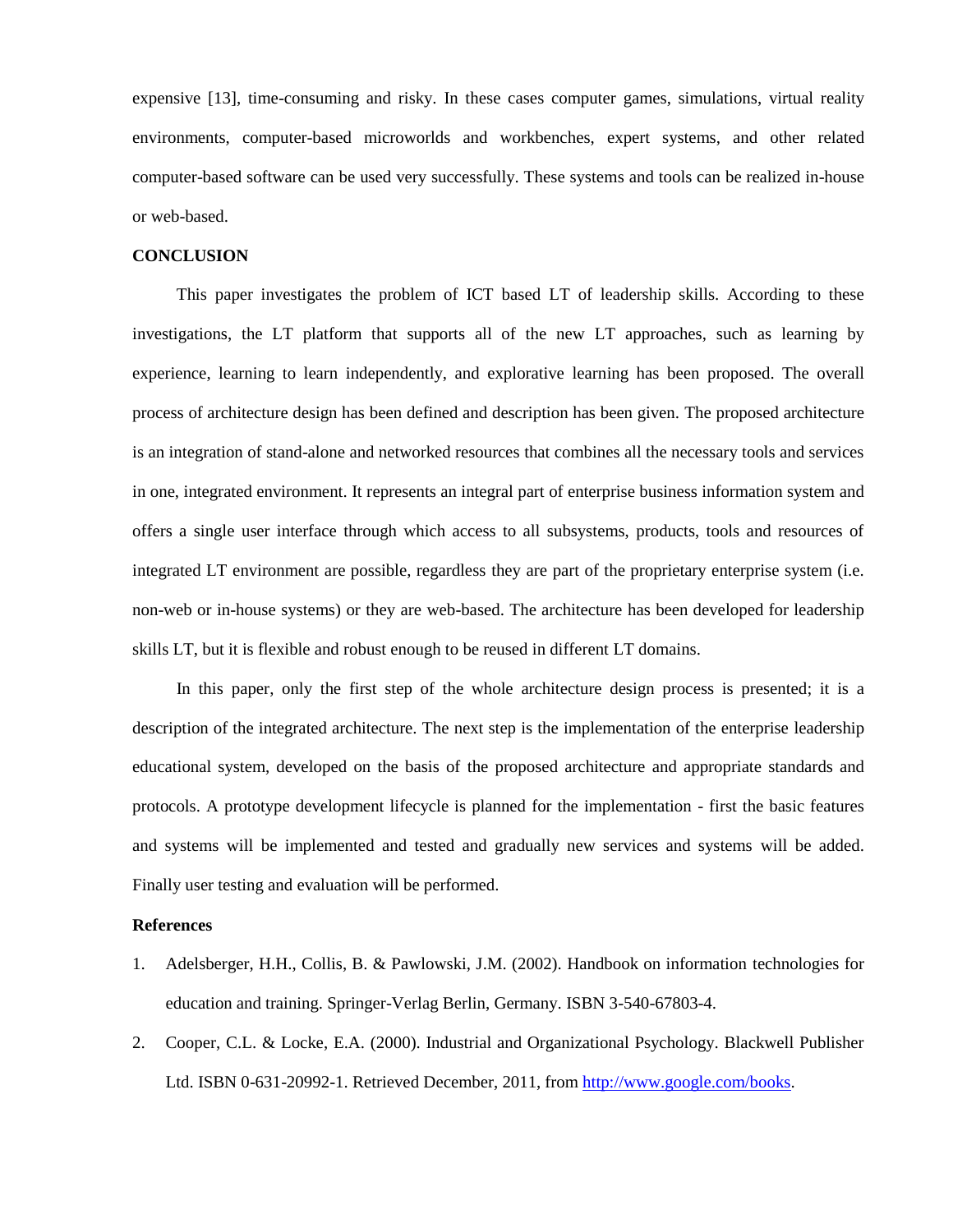expensive [13], time-consuming and risky. In these cases computer games, simulations, virtual reality environments, computer-based microworlds and workbenches, expert systems, and other related computer-based software can be used very successfully. These systems and tools can be realized in-house or web-based.

## CONCLUSION

This paper investigates the problem of ICT based LT of leadership skills. According to these investigations, the LT platform that supports all of the new LT approaches, such as learning by experience, learning to learn independently, and explorative learning has been proposed. The overall process of architecture design has been defined and description has been given. The proposed architecture is an integration of stand-alone and networked resources that combines all the necessary tools and services in one, integrated environment. It represents an integral part of enterprise business information system and offers a single user interface through which access to all subsystems, products, tools and resources of integrated LT environment are possible, regardless they are part of the proprietary enterprise system (i.e. non-web or in-house systems) or they are web-based. The architecture has been developed for leadership skills LT, but it is flexible and robust enough to be reused in different LT domains.

In this paper, only the first step of the whole architecture design process is presented; it is a description of the integrated architecture. The next step is the implementation of the enterprise leadership educational system, developed on the basis of the proposed architecture and appropriate standards and protocols. A prototype development lifecycle is planned for the implementation - first the basic features and systems will be implemented and tested and gradually new services and systems will be added. Finally user testing and evaluation will be performed.

## References

1. Adelsberger, H.H., Collis, B. & Pawlowski, J.M. (2002). Handbook on information technologies for education and training. Springer-Verlag Berlin, Germany. ISBN 3-540-67803-4.
2. Cooper, C.L. & Locke, E.A. (2000). Industrial and Organizational Psychology. Blackwell Publisher Ltd. ISBN 0-631-20992-1. Retrieved December, 2011, from http://www.google.com/books.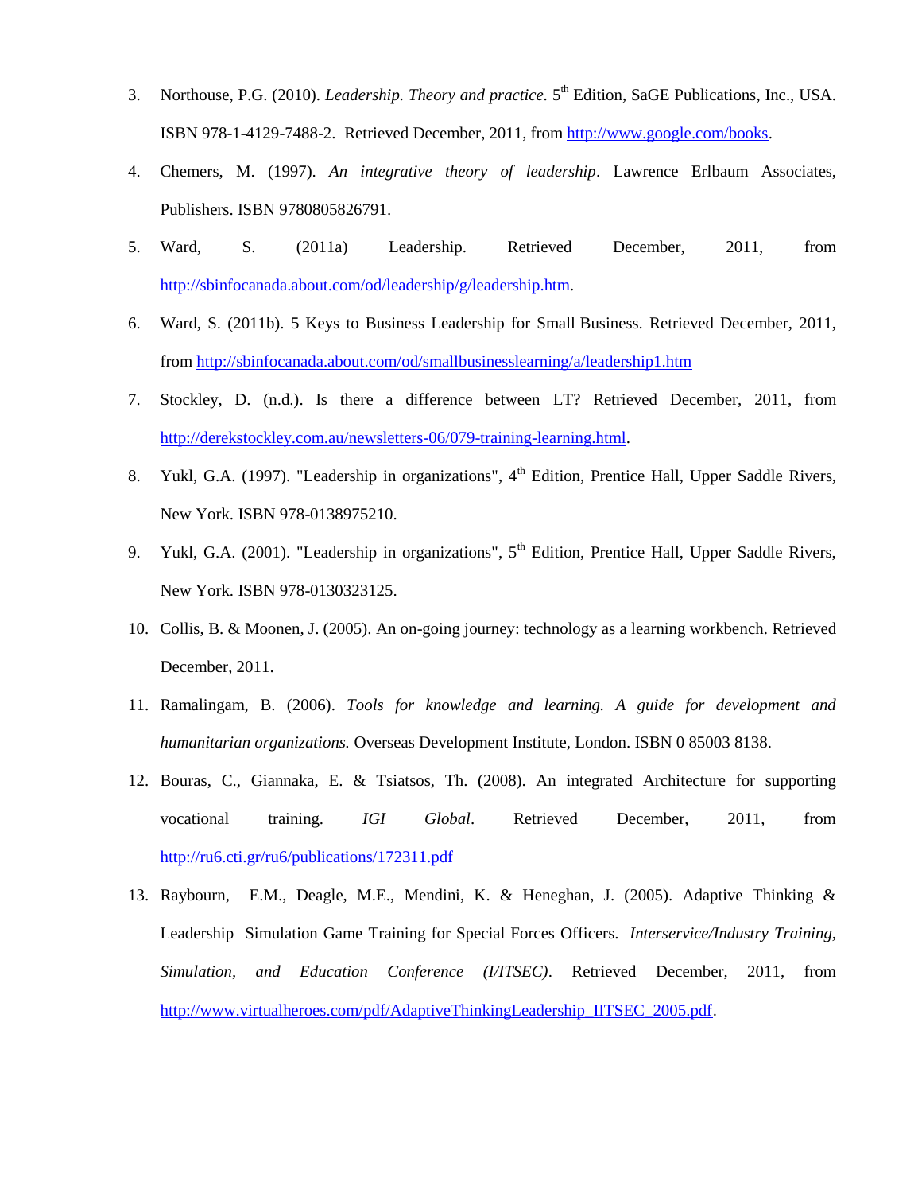3. Northouse, P.G. (2010). *Leadership. Theory and practice.* 5th Edition, SaGE Publications, Inc., USA. ISBN 978-1-4129-7488-2. Retrieved December, 2011, from http://www.google.com/books.
4. Chemers, M. (1997). *An integrative theory of leadership*. Lawrence Erlbaum Associates, Publishers. ISBN 9780805826791.
5. Ward, S. (2011a) Leadership. Retrieved December, 2011, from http://sbinfocanada.about.com/od/leadership/g/leadership.htm.
6. Ward, S. (2011b). 5 Keys to Business Leadership for Small Business. Retrieved December, 2011, from http://sbinfocanada.about.com/od/smallbusinesslearning/a/leadership1.htm
7. Stockley, D. (n.d.). Is there a difference between LT? Retrieved December, 2011, from http://derekstockley.com.au/newsletters-06/079-training-learning.html.
8. Yukl, G.A. (1997). "Leadership in organizations", 4th Edition, Prentice Hall, Upper Saddle Rivers, New York. ISBN 978-0138975210.
9. Yukl, G.A. (2001). "Leadership in organizations", 5th Edition, Prentice Hall, Upper Saddle Rivers, New York. ISBN 978-0130323125.
10. Collis, B. & Moonen, J. (2005). An on-going journey: technology as a learning workbench. Retrieved December, 2011.
11. Ramalingam, B. (2006). *Tools for knowledge and learning. A guide for development and humanitarian organizations.* Overseas Development Institute, London. ISBN 0 85003 8138.
12. Bouras, C., Giannaka, E. & Tsiatsos, Th. (2008). An integrated Architecture for supporting vocational training. *IGI Global*. Retrieved December, 2011, from http://ru6.cti.gr/ru6/publications/172311.pdf
13. Raybourn, E.M., Deagle, M.E., Mendini, K. & Heneghan, J. (2005). Adaptive Thinking & Leadership Simulation Game Training for Special Forces Officers. *Interservice/Industry Training, Simulation, and Education Conference (I/ITSEC)*. Retrieved December, 2011, from http://www.virtualheroes.com/pdf/AdaptiveThinkingLeadership_IITSEC_2005.pdf.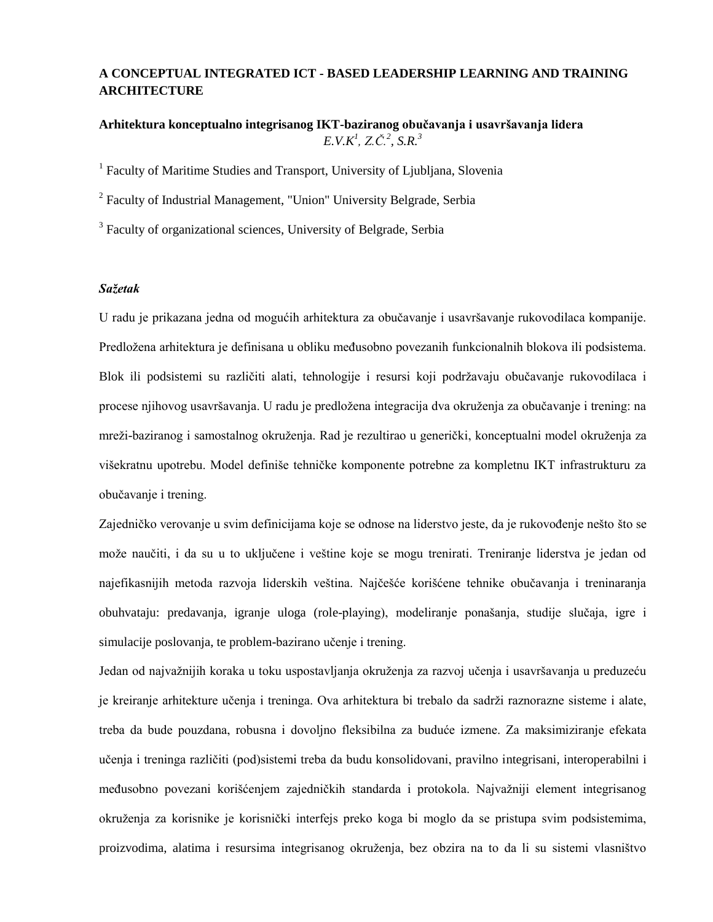**A CONCEPTUAL INTEGRATED ICT - BASED LEADERSHIP LEARNING AND TRAINING ARCHITECTURE**

**Arhitektura konceptualno integrisanog IKT-baziranog obučavanja i usavršavanja lidera**

*E.V.K*[1]*, Z.Č.*[2]*, S.R.*[3]

[1] Faculty of Maritime Studies and Transport, University of Ljubljana, Slovenia

[2] Faculty of Industrial Management, "Union" University Belgrade, Serbia

[3] Faculty of organizational sciences, University of Belgrade, Serbia

***Sažetak***

U radu je prikazana jedna od mogućih arhitektura za obučavanje i usavršavanje rukovodilaca kompanije. Predložena arhitektura je definisana u obliku međusobno povezanih funkcionalnih blokova ili podsistema. Blok ili podsistemi su različiti alati, tehnologije i resursi koji podržavaju obučavanje rukovodilaca i procese njihovog usavršavanja. U radu je predložena integracija dva okruženja za obučavanje i trening: na mreži-baziranog i samostalnog okruženja. Rad je rezultirao u generički, konceptualni model okruženja za višekratnu upotrebu. Model definiše tehničke komponente potrebne za kompletnu IKT infrastrukturu za obučavanje i trening.

Zajedničko verovanje u svim definicijama koje se odnose na liderstvo jeste, da je rukovođenje nešto što se može naučiti, i da su u to uključene i veštine koje se mogu trenirati. Treniranje liderstva je jedan od najefikasnijih metoda razvoja liderskih veština. Najčešće korišćene tehnike obučavanja i treninaranja obuhvataju: predavanja, igranje uloga (role-playing), modeliranje ponašanja, studije slučaja, igre i simulacije poslovanja, te problem-bazirano učenje i trening.

Jedan od najvažnijih koraka u toku uspostavljanja okruženja za razvoj učenja i usavršavanja u preduzeću je kreiranje arhitekture učenja i treninga. Ova arhitektura bi trebalo da sadrži raznorazne sisteme i alate, treba da bude pouzdana, robusna i dovoljno fleksibilna za buduće izmene. Za maksimiziranje efekata učenja i treninga različiti (pod)sistemi treba da budu konsolidovani, pravilno integrisani, interoperabilni i međusobno povezani korišćenjem zajedničkih standarda i protokola. Najvažniji element integrisanog okruženja za korisnike je korisnički interfejs preko koga bi moglo da se pristupa svim podsistemima, proizvodima, alatima i resursima integrisanog okruženja, bez obzira na to da li su sistemi vlasništvo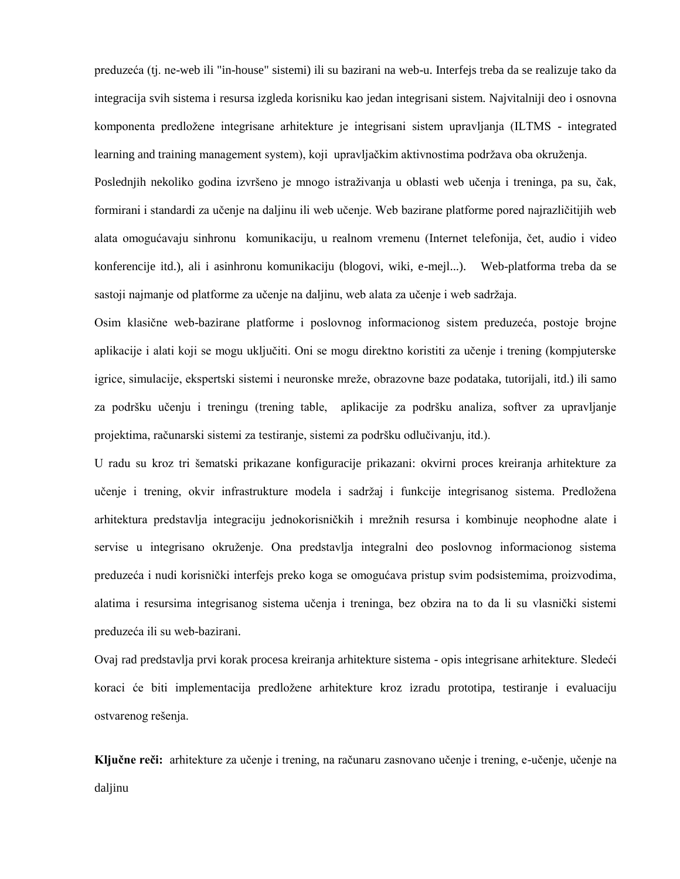preduzeća (tj. ne-web ili "in-house" sistemi) ili su bazirani na web-u. Interfejs treba da se realizuje tako da integracija svih sistema i resursa izgleda korisniku kao jedan integrisani sistem. Najvitalniji deo i osnovna komponenta predložene integrisane arhitekture je integrisani sistem upravljanja (ILTMS - integrated learning and training management system), koji upravljačkim aktivnostima podržava oba okruženja.

Poslednjih nekoliko godina izvršeno je mnogo istraživanja u oblasti web učenja i treninga, pa su, čak, formirani i standardi za učenje na daljinu ili web učenje. Web bazirane platforme pored najrazličitijih web alata omogućavaju sinhronu komunikaciju, u realnom vremenu (Internet telefonija, čet, audio i video konferencije itd.), ali i asinhronu komunikaciju (blogovi, wiki, e-mejl...). Web-platforma treba da se sastoji najmanje od platforme za učenje na daljinu, web alata za učenje i web sadržaja.

Osim klasične web-bazirane platforme i poslovnog informacionog sistem preduzeća, postoje brojne aplikacije i alati koji se mogu uključiti. Oni se mogu direktno koristiti za učenje i trening (kompjuterske igrice, simulacije, ekspertski sistemi i neuronske mreže, obrazovne baze podataka, tutorijali, itd.) ili samo za podršku učenju i treningu (trening table, aplikacije za podršku analiza, softver za upravljanje projektima, računarski sistemi za testiranje, sistemi za podršku odlučivanju, itd.).

U radu su kroz tri šematski prikazane konfiguracije prikazani: okvirni proces kreiranja arhitekture za učenje i trening, okvir infrastrukture modela i sadržaj i funkcije integrisanog sistema. Predložena arhitektura predstavlja integraciju jednokorisničkih i mrežnih resursa i kombinuje neophodne alate i servise u integrisano okruženje. Ona predstavlja integralni deo poslovnog informacionog sistema preduzeća i nudi korisnički interfejs preko koga se omogućava pristup svim podsistemima, proizvodima, alatima i resursima integrisanog sistema učenja i treninga, bez obzira na to da li su vlasnički sistemi preduzeća ili su web-bazirani.

Ovaj rad predstavlja prvi korak procesa kreiranja arhitekture sistema - opis integrisane arhitekture. Sledeći koraci će biti implementacija predložene arhitekture kroz izradu prototipa, testiranje i evaluaciju ostvarenog rešenja.

**Ključne reči:** arhitekture za učenje i trening, na računaru zasnovano učenje i trening, e-učenje, učenje na daljinu